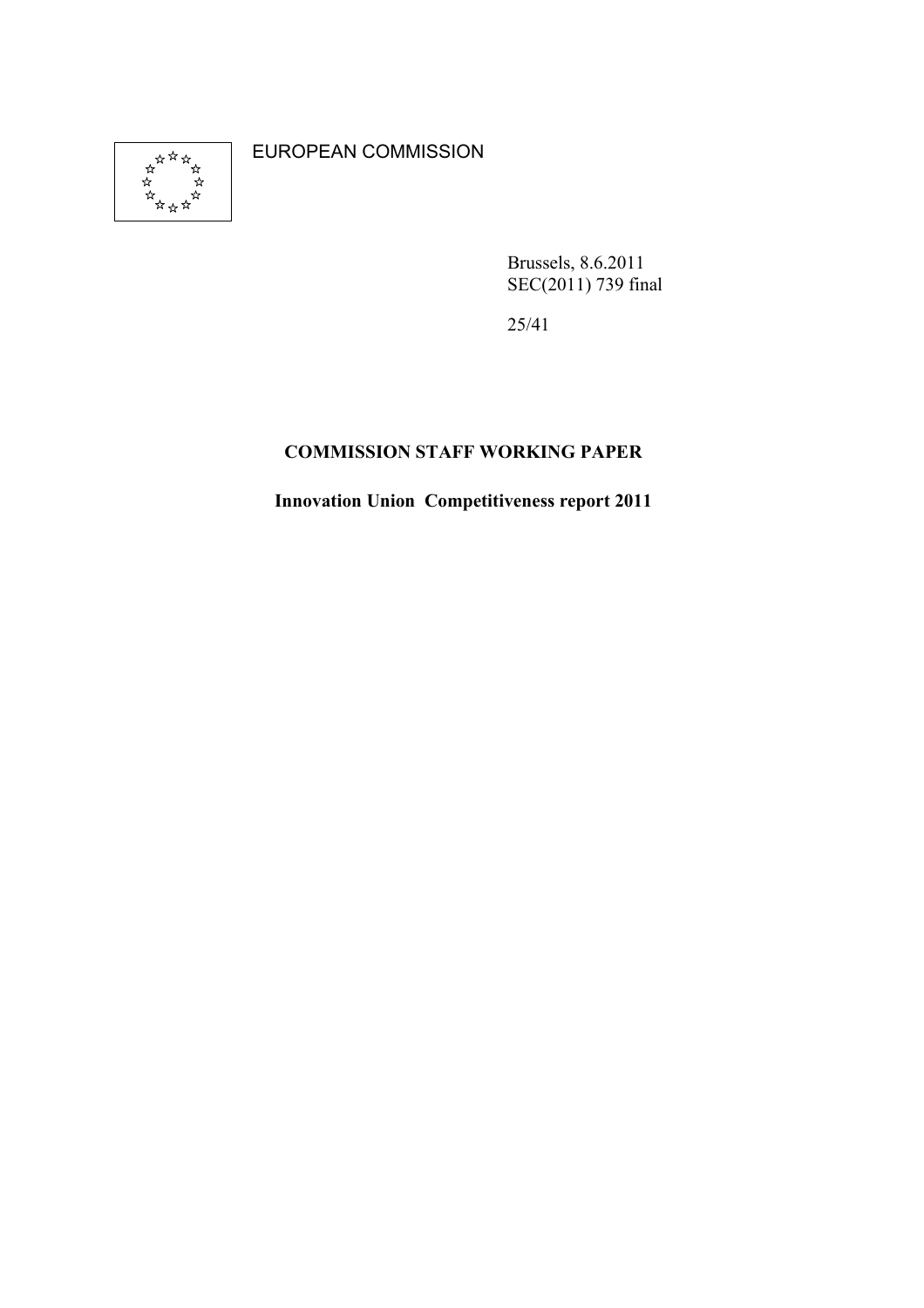EUROPEAN COMMISSION

Brussels, 8.6.2011
SEC(2011) 739 final

25/41

**COMMISSION STAFF WORKING PAPER**

**Innovation Union Competitiveness report 2011**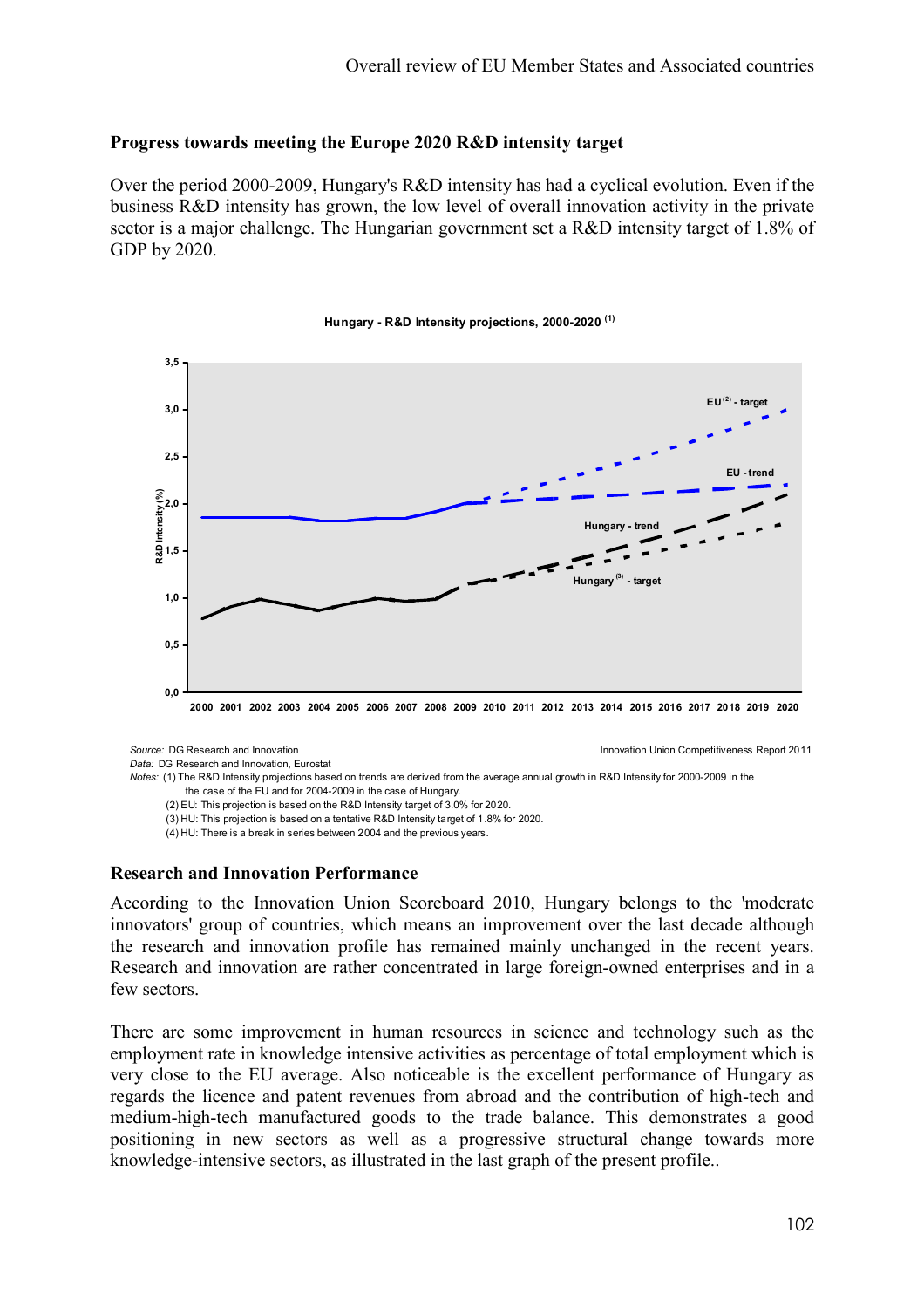## Progress towards meeting the Europe 2020 R&D intensity target

Over the period 2000-2009, Hungary's R&D intensity has had a cyclical evolution. Even if the business R&D intensity has grown, the low level of overall innovation activity in the private sector is a major challenge. The Hungarian government set a R&D intensity target of 1.8% of GDP by 2020.

**Hungary - R&D Intensity projections, 2000-2020 (1)**

*Source:* DG Research and Innovation — Innovation Union Competitiveness Report 2011

*Data:* DG Research and Innovation, Eurostat

*Notes:* (1) The R&D Intensity projections based on trends are derived from the average annual growth in R&D Intensity for 2000-2009 in the the case of the EU and for 2004-2009 in the case of Hungary.

(2) EU: This projection is based on the R&D Intensity target of 3.0% for 2020.

(3) HU: This projection is based on a tentative R&D Intensity target of 1.8% for 2020.

(4) HU: There is a break in series between 2004 and the previous years.

## Research and Innovation Performance

According to the Innovation Union Scoreboard 2010, Hungary belongs to the 'moderate innovators' group of countries, which means an improvement over the last decade although the research and innovation profile has remained mainly unchanged in the recent years. Research and innovation are rather concentrated in large foreign-owned enterprises and in a few sectors.

There are some improvement in human resources in science and technology such as the employment rate in knowledge intensive activities as percentage of total employment which is very close to the EU average. Also noticeable is the excellent performance of Hungary as regards the licence and patent revenues from abroad and the contribution of high-tech and medium-high-tech manufactured goods to the trade balance. This demonstrates a good positioning in new sectors as well as a progressive structural change towards more knowledge-intensive sectors, as illustrated in the last graph of the present profile..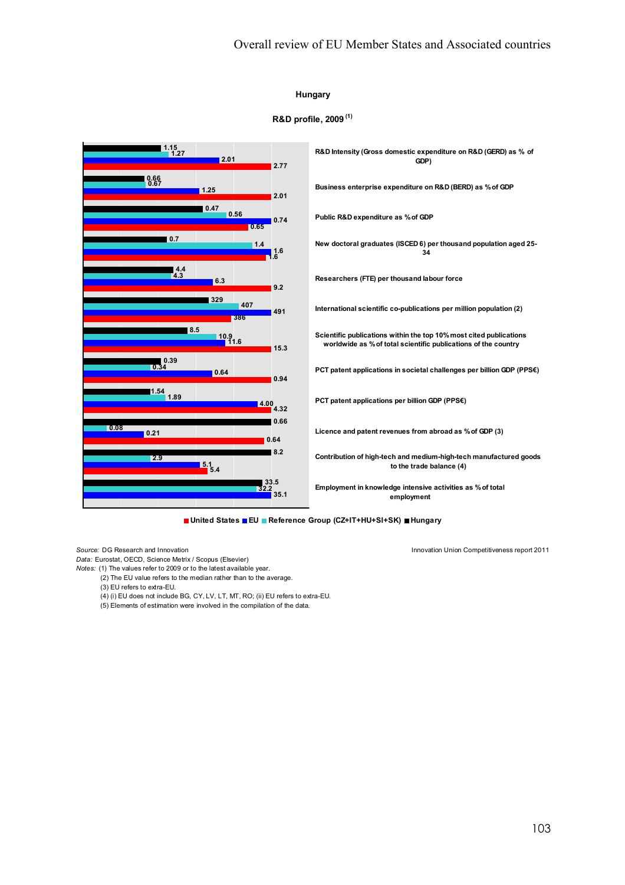## Hungary

### R&D profile, 2009 [(1)]

| Indicator | Hungary | Reference Group (CZ+IT+HU+SI+SK) | EU | United States |
|---|---|---|---|---|
| R&D Intensity (Gross domestic expenditure on R&D (GERD) as % of GDP) | 1.15 | 1.27 | 2.01 | 2.77 |
| Business enterprise expenditure on R&D (BERD) as % of GDP | 0.66 | 0.67 | 1.25 | 2.01 |
| Public R&D expenditure as % of GDP | 0.47 | 0.56 | 0.74 | 0.65 |
| New doctoral graduates (ISCED 6) per thousand population aged 25-34 | 0.7 | 1.4 | 1.6 | 1.6 |
| Researchers (FTE) per thousand labour force | 4.4 | 4.3 | 6.3 | 9.2 |
| International scientific co-publications per million population (2) | 329 | 407 | 491 | 386 |
| Scientific publications within the top 10% most cited publications worldwide as % of total scientific publications of the country | 8.5 | 10.9 | 11.6 | 15.3 |
| PCT patent applications in societal challenges per billion GDP (PPS€) | 0.39 | 0.34 | 0.64 | 0.94 |
| PCT patent applications per billion GDP (PPS€) | 1.54 | 1.89 | 4.00 | 4.32 |
| Licence and patent revenues from abroad as % of GDP (3) | 0.66 | 0.08 | 0.21 | 0.64 |
| Contribution of high-tech and medium-high-tech manufactured goods to the trade balance (4) | 8.2 | 2.9 | 5.1 | 5.4 |
| Employment in knowledge intensive activities as % of total employment | 33.5 | 32.2 | 35.1 | |

*Source:* DG Research and Innovation

Innovation Union Competitiveness report 2011

*Data:* Eurostat, OECD, Science Metrix / Scopus (Elsevier)

*Notes:* (1) The values refer to 2009 or to the latest available year.
(2) The EU value refers to the median rather than to the average.
(3) EU refers to extra-EU.
(4) (i) EU does not include BG, CY, LV, LT, MT, RO; (ii) EU refers to extra-EU.
(5) Elements of estimation were involved in the compilation of the data.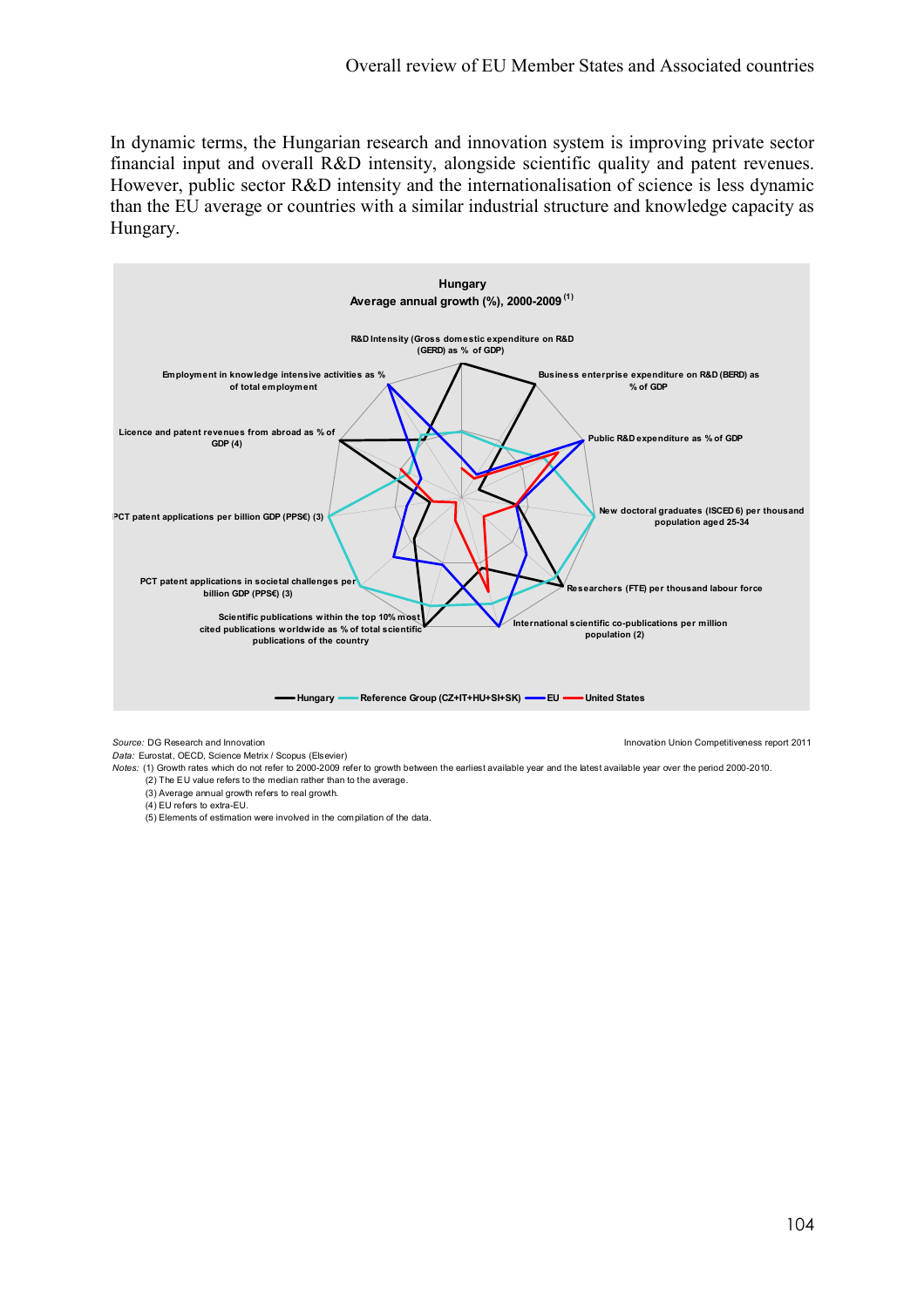In dynamic terms, the Hungarian research and innovation system is improving private sector financial input and overall R&D intensity, alongside scientific quality and patent revenues. However, public sector R&D intensity and the internationalisation of science is less dynamic than the EU average or countries with a similar industrial structure and knowledge capacity as Hungary.

**Hungary**
**Average annual growth (%), 2000-2009 (1)**

R&D Intensity (Gross domestic expenditure on R&D (GERD) as % of GDP)
Business enterprise expenditure on R&D (BERD) as % of GDP
Public R&D expenditure as % of GDP
New doctoral graduates (ISCED 6) per thousand population aged 25-34
Researchers (FTE) per thousand labour force
International scientific co-publications per million population (2)
Scientific publications within the top 10% most cited publications worldwide as % of total scientific publications of the country
PCT patent applications in societal challenges per billion GDP (PPS€) (3)
PCT patent applications per billion GDP (PPS€) (3)
Licence and patent revenues from abroad as % of GDP (4)
Employment in knowledge intensive activities as % of total employment

Hungary — Reference Group (CZ+IT+HU+SI+SK) — EU — United States

*Source:* DG Research and Innovation
*Data:* Eurostat, OECD, Science Metrix / Scopus (Elsevier)
*Notes:* (1) Growth rates which do not refer to 2000-2009 refer to growth between the earliest available year and the latest available year over the period 2000-2010.
(2) The EU value refers to the median rather than to the average.
(3) Average annual growth refers to real growth.
(4) EU refers to extra-EU.
(5) Elements of estimation were involved in the compilation of the data.

Innovation Union Competitiveness report 2011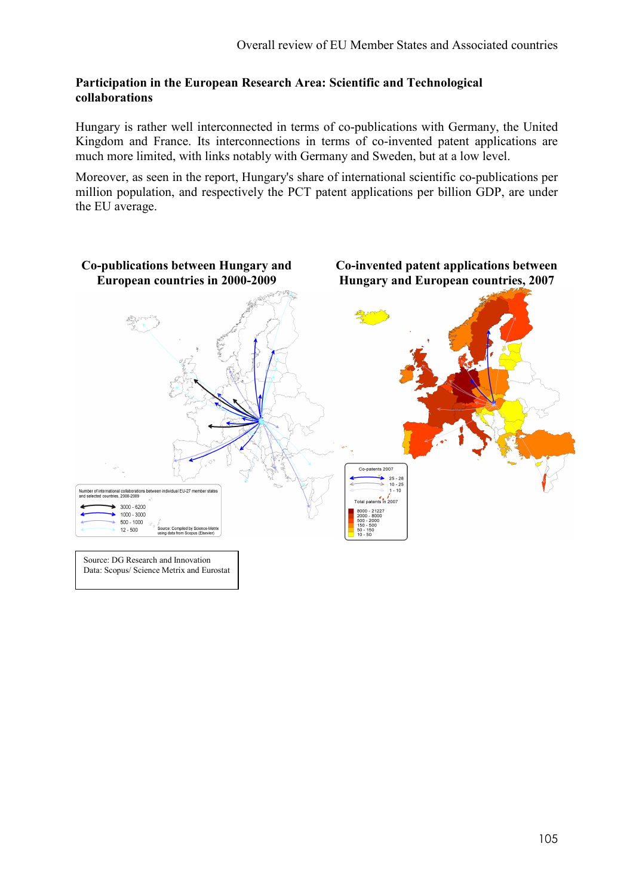### Participation in the European Research Area: Scientific and Technological collaborations

Hungary is rather well interconnected in terms of co-publications with Germany, the United Kingdom and France. Its interconnections in terms of co-invented patent applications are much more limited, with links notably with Germany and Sweden, but at a low level.

Moreover, as seen in the report, Hungary's share of international scientific co-publications per million population, and respectively the PCT patent applications per billion GDP, are under the EU average.

**Co-publications between Hungary and European countries in 2000-2009**

**Co-invented patent applications between Hungary and European countries, 2007**

Source: DG Research and Innovation
Data: Scopus/ Science Metrix and Eurostat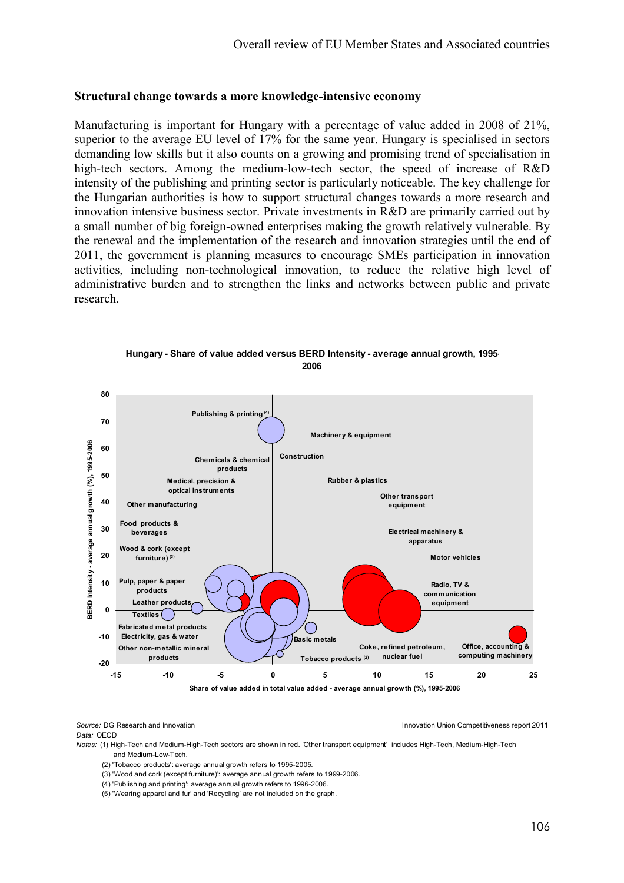### Structural change towards a more knowledge-intensive economy

Manufacturing is important for Hungary with a percentage of value added in 2008 of 21%, superior to the average EU level of 17% for the same year. Hungary is specialised in sectors demanding low skills but it also counts on a growing and promising trend of specialisation in high-tech sectors. Among the medium-low-tech sector, the speed of increase of R&D intensity of the publishing and printing sector is particularly noticeable. The key challenge for the Hungarian authorities is how to support structural changes towards a more research and innovation intensive business sector. Private investments in R&D are primarily carried out by a small number of big foreign-owned enterprises making the growth relatively vulnerable. By the renewal and the implementation of the research and innovation strategies until the end of 2011, the government is planning measures to encourage SMEs participation in innovation activities, including non-technological innovation, to reduce the relative high level of administrative burden and to strengthen the links and networks between public and private research.

**Hungary - Share of value added versus BERD Intensity - average annual growth, 1995-2006**

Y-axis: BERD Intensity - average annual growth (%), 1995-2006

X-axis: Share of value added in total value added - average annual growth (%), 1995-2006

Labels: Publishing & printing (4); Machinery & equipment; Construction; Chemicals & chemical products; Medical, precision & optical instruments; Rubber & plastics; Other transport equipment; Other manufacturing; Food products & beverages; Electrical machinery & apparatus; Wood & cork (except furniture) (3); Motor vehicles; Pulp, paper & paper products; Radio, TV & communication equipment; Leather products; Textiles; Fabricated metal products; Electricity, gas & water; Basic metals; Other non-metallic mineral products; Coke, refined petroleum, nuclear fuel; Office, accounting & computing machinery; Tobacco products (2)

*Source:* DG Research and Innovation — Innovation Union Competitiveness report 2011

*Data:* OECD

*Notes:* (1) High-Tech and Medium-High-Tech sectors are shown in red. 'Other transport equipment' includes High-Tech, Medium-High-Tech and Medium-Low-Tech.

(2) 'Tobacco products': average annual growth refers to 1995-2005.

(3) 'Wood and cork (except furniture)': average annual growth refers to 1999-2006.

(4) 'Publishing and printing': average annual growth refers to 1996-2006.

(5) 'Wearing apparel and fur' and 'Recycling' are not included on the graph.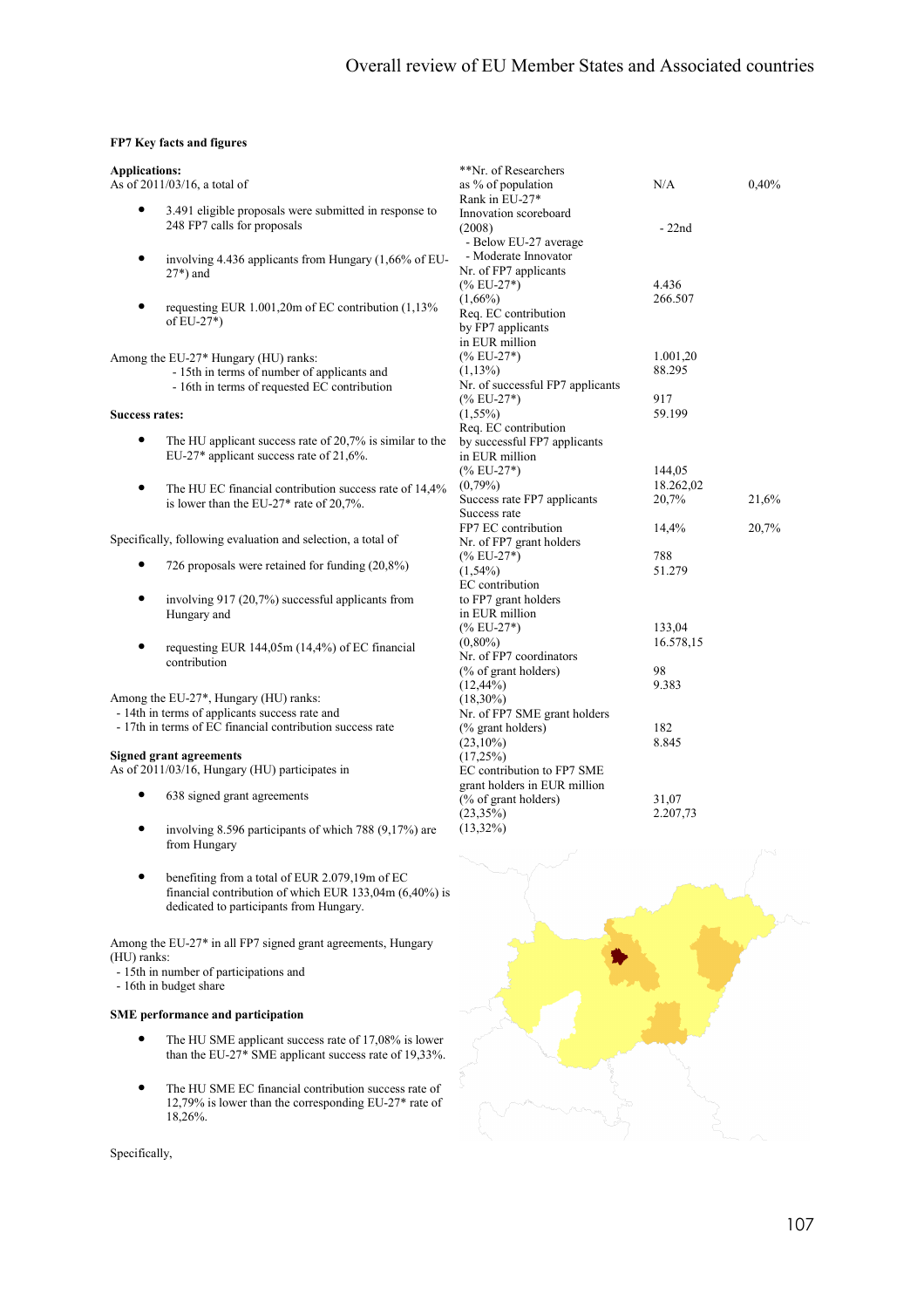**FP7 Key facts and figures**

**Applications:**
As of 2011/03/16, a total of

- 3.491 eligible proposals were submitted in response to 248 FP7 calls for proposals
- involving 4.436 applicants from Hungary (1,66% of EU-27*) and
- requesting EUR 1.001,20m of EC contribution (1,13% of EU-27*)

Among the EU-27* Hungary (HU) ranks:
- 15th in terms of number of applicants and
- 16th in terms of requested EC contribution

**Success rates:**

- The HU applicant success rate of 20,7% is similar to the EU-27* applicant success rate of 21,6%.
- The HU EC financial contribution success rate of 14,4% is lower than the EU-27* rate of 20,7%.

Specifically, following evaluation and selection, a total of

- 726 proposals were retained for funding (20,8%)
- involving 917 (20,7%) successful applicants from Hungary and
- requesting EUR 144,05m (14,4%) of EC financial contribution

Among the EU-27*, Hungary (HU) ranks:
- 14th in terms of applicants success rate and
- 17th in terms of EC financial contribution success rate

**Signed grant agreements**
As of 2011/03/16, Hungary (HU) participates in

- 638 signed grant agreements
- involving 8.596 participants of which 788 (9,17%) are from Hungary
- benefiting from a total of EUR 2.079,19m of EC financial contribution of which EUR 133,04m (6,40%) is dedicated to participants from Hungary.

Among the EU-27* in all FP7 signed grant agreements, Hungary (HU) ranks:
- 15th in number of participations and
- 16th in budget share

**SME performance and participation**

- The HU SME applicant success rate of 17,08% is lower than the EU-27* SME applicant success rate of 19,33%.
- The HU SME EC financial contribution success rate of 12,79% is lower than the corresponding EU-27* rate of 18,26%.

Specifically,

| | HU | EU-27* |
|---|---|---|
| **Nr. of Researchers as % of population | N/A | 0,40% |
| Rank in EU-27* Innovation scoreboard (2008) - Below EU-27 average - Moderate Innovator | - 22nd | |
| Nr. of FP7 applicants (% EU-27*) (1,66%) | 4.436 | 266.507 |
| Req. EC contribution by FP7 applicants in EUR million (% EU-27*) (1,13%) | 1.001,20 | 88.295 |
| Nr. of successful FP7 applicants (% EU-27*) (1,55%) | 917 | 59.199 |
| Req. EC contribution by successful FP7 applicants in EUR million (% EU-27*) (0,79%) | 144,05 | 18.262,02 |
| Success rate FP7 applicants | 20,7% | 21,6% |
| Success rate FP7 EC contribution | 14,4% | 20,7% |
| Nr. of FP7 grant holders (% EU-27*) (1,54%) | 788 | 51.279 |
| EC contribution to FP7 grant holders in EUR million (% EU-27*) (0,80%) | 133,04 | 16.578,15 |
| Nr. of FP7 coordinators (% of grant holders) (12,44%) (18,30%) | 98 | 9.383 |
| Nr. of FP7 SME grant holders (% grant holders) (23,10%) (17,25%) | 182 | 8.845 |
| EC contribution to FP7 SME grant holders in EUR million (% of grant holders) (23,35%) (13,32%) | 31,07 | 2.207,73 |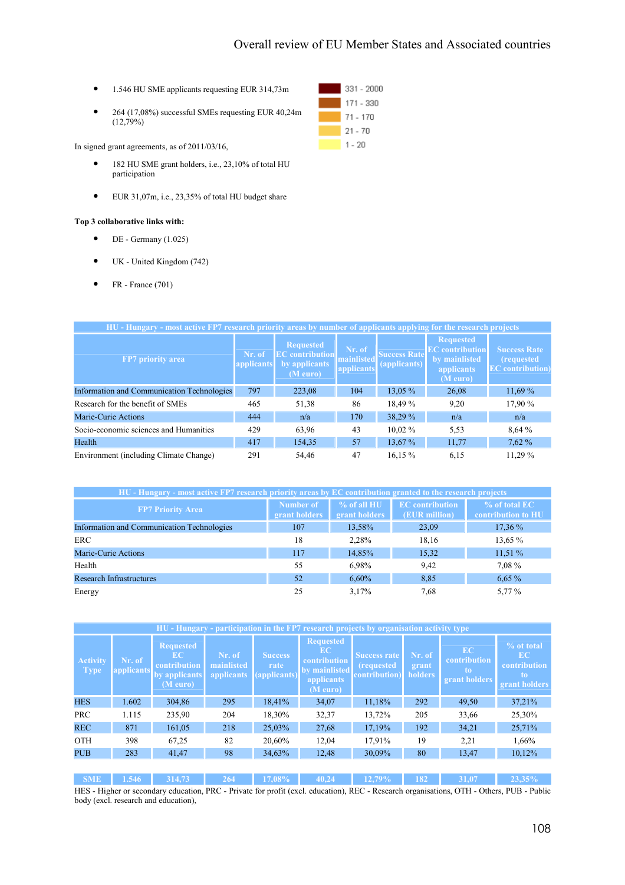- 1.546 HU SME applicants requesting EUR 314,73m
- 264 (17,08%) successful SMEs requesting EUR 40,24m (12,79%)

331 - 2000
171 - 330
71 - 170
21 - 70
1 - 20

In signed grant agreements, as of 2011/03/16,

- 182 HU SME grant holders, i.e., 23,10% of total HU participation
- EUR 31,07m, i.e., 23,35% of total HU budget share

**Top 3 collaborative links with:**

- DE - Germany (1.025)
- UK - United Kingdom (742)
- FR - France (701)

| HU - Hungary - most active FP7 research priority areas by number of applicants applying for the research projects | | | | | | |
|---|---|---|---|---|---|---|
| FP7 priority area | Nr. of applicants | Requested EC contribution by applicants (M euro) | Nr. of mainlisted applicants | Success Rate (applicants) | Requested EC contribution by mainlisted applicants (M euro) | Success Rate (requested EC contribution) |
| Information and Communication Technologies | 797 | 223,08 | 104 | 13,05 % | 26,08 | 11,69 % |
| Research for the benefit of SMEs | 465 | 51,38 | 86 | 18,49 % | 9,20 | 17,90 % |
| Marie-Curie Actions | 444 | n/a | 170 | 38,29 % | n/a | n/a |
| Socio-economic sciences and Humanities | 429 | 63,96 | 43 | 10,02 % | 5,53 | 8,64 % |
| Health | 417 | 154,35 | 57 | 13,67 % | 11,77 | 7,62 % |
| Environment (including Climate Change) | 291 | 54,46 | 47 | 16,15 % | 6,15 | 11,29 % |

| HU - Hungary - most active FP7 research priority areas by EC contribution granted to the research projects | | | | |
|---|---|---|---|---|
| FP7 Priority Area | Number of grant holders | % of all HU grant holders | EC contribution (EUR million) | % of total EC contribution to HU |
| Information and Communication Technologies | 107 | 13,58% | 23,09 | 17,36 % |
| ERC | 18 | 2,28% | 18,16 | 13,65 % |
| Marie-Curie Actions | 117 | 14,85% | 15,32 | 11,51 % |
| Health | 55 | 6,98% | 9,42 | 7,08 % |
| Research Infrastructures | 52 | 6,60% | 8,85 | 6,65 % |
| Energy | 25 | 3,17% | 7,68 | 5,77 % |

| HU - Hungary - participation in the FP7 research projects by organisation activity type | | | | | | | | | |
|---|---|---|---|---|---|---|---|---|---|
| Activity Type | Nr. of applicants | Requested EC contribution by applicants (M euro) | Nr. of mainlisted applicants | Success rate (applicants) | Requested EC contribution by mainlisted applicants (M euro) | Success rate (requested contribution) | Nr. of grant holders | EC contribution to grant holders | % of total EC contribution to grant holders |
| HES | 1.602 | 304,86 | 295 | 18,41% | 34,07 | 11,18% | 292 | 49,50 | 37,21% |
| PRC | 1.115 | 235,90 | 204 | 18,30% | 32,37 | 13,72% | 205 | 33,66 | 25,30% |
| REC | 871 | 161,05 | 218 | 25,03% | 27,68 | 17,19% | 192 | 34,21 | 25,71% |
| OTH | 398 | 67,25 | 82 | 20,60% | 12,04 | 17,91% | 19 | 2,21 | 1,66% |
| PUB | 283 | 41,47 | 98 | 34,63% | 12,48 | 30,09% | 80 | 13,47 | 10,12% |
| SME | 1.546 | 314,73 | 264 | 17,08% | 40,24 | 12,79% | 182 | 31,07 | 23,35% |

HES - Higher or secondary education, PRC - Private for profit (excl. education), REC - Research organisations, OTH - Others, PUB - Public body (excl. research and education),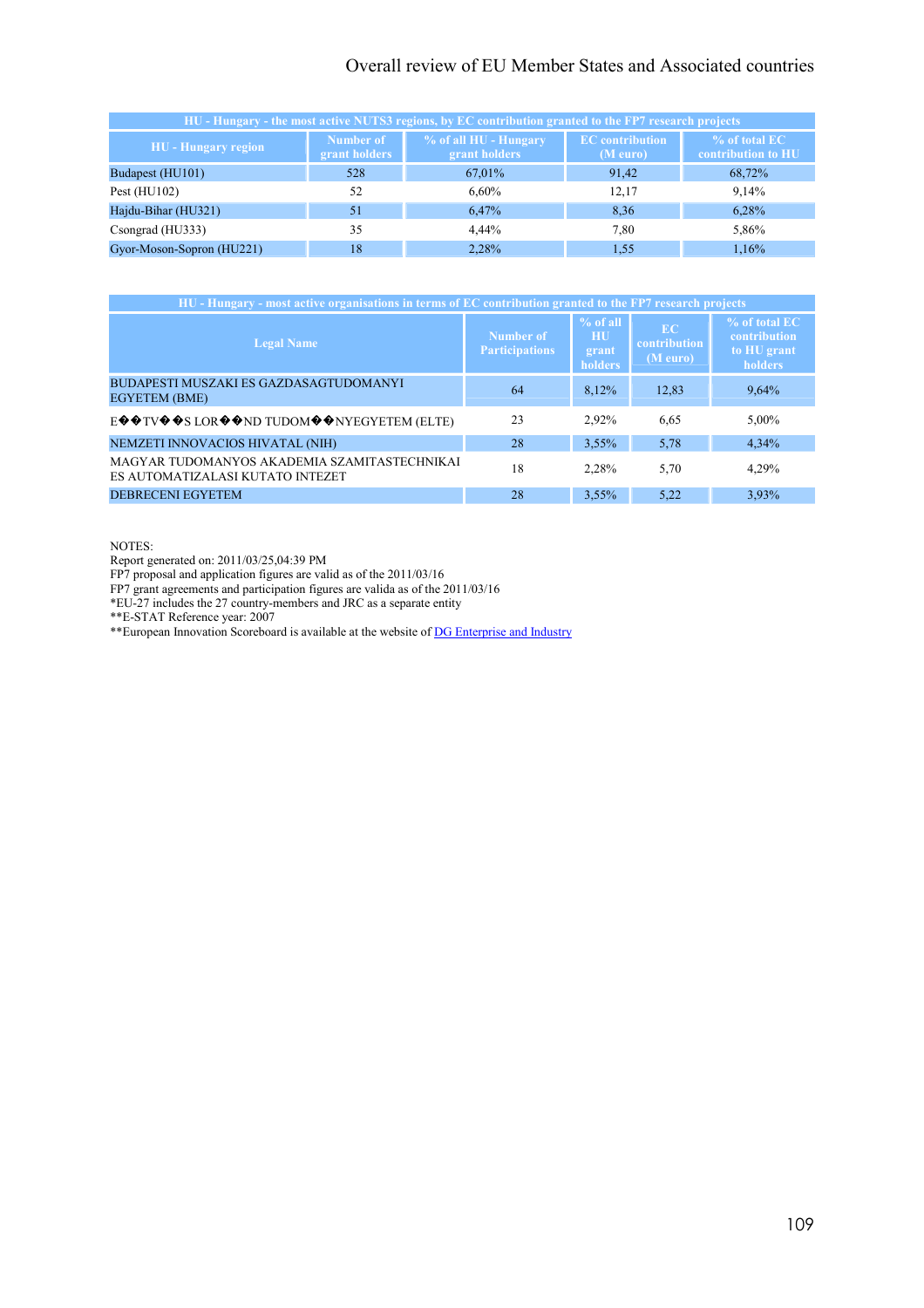| HU - Hungary - the most active NUTS3 regions, by EC contribution granted to the FP7 research projects | | | | |
|---|---|---|---|---|
| HU - Hungary region | Number of grant holders | % of all HU - Hungary grant holders | EC contribution (M euro) | % of total EC contribution to HU |
| Budapest (HU101) | 528 | 67,01% | 91,42 | 68,72% |
| Pest (HU102) | 52 | 6,60% | 12,17 | 9,14% |
| Hajdu-Bihar (HU321) | 51 | 6,47% | 8,36 | 6,28% |
| Csongrad (HU333) | 35 | 4,44% | 7,80 | 5,86% |
| Gyor-Moson-Sopron (HU221) | 18 | 2,28% | 1,55 | 1,16% |

| HU - Hungary - most active organisations in terms of EC contribution granted to the FP7 research projects | | | | |
|---|---|---|---|---|
| Legal Name | Number of Participations | % of all HU grant holders | EC contribution (M euro) | % of total EC contribution to HU grant holders |
| BUDAPESTI MUSZAKI ES GAZDASAGTUDOMANYI EGYETEM (BME) | 64 | 8,12% | 12,83 | 9,64% |
| E��TV��S LOR��ND TUDOM��NYEGYETEM (ELTE) | 23 | 2,92% | 6,65 | 5,00% |
| NEMZETI INNOVACIOS HIVATAL (NIH) | 28 | 3,55% | 5,78 | 4,34% |
| MAGYAR TUDOMANYOS AKADEMIA SZAMITASTECHNIKAI ES AUTOMATIZALASI KUTATO INTEZET | 18 | 2,28% | 5,70 | 4,29% |
| DEBRECENI EGYETEM | 28 | 3,55% | 5,22 | 3,93% |

NOTES:
Report generated on: 2011/03/25,04:39 PM
FP7 proposal and application figures are valid as of the 2011/03/16
FP7 grant agreements and participation figures are valida as of the 2011/03/16
*EU-27 includes the 27 country-members and JRC as a separate entity
**E-STAT Reference year: 2007
**European Innovation Scoreboard is available at the website of DG Enterprise and Industry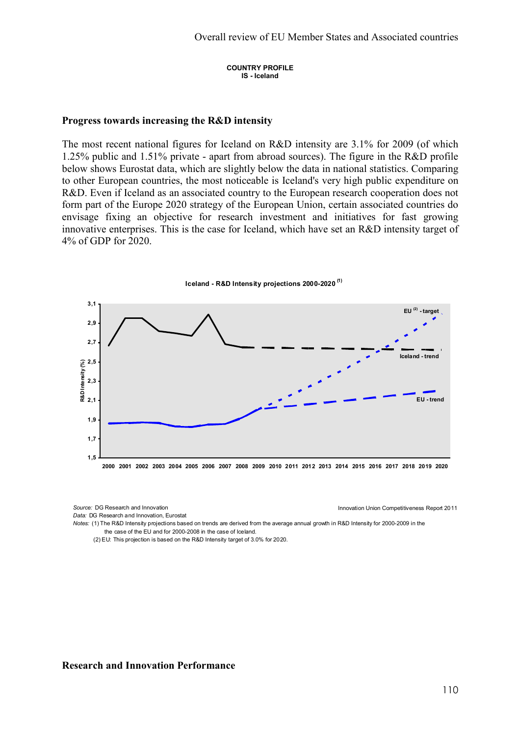**COUNTRY PROFILE**
**IS - Iceland**

## Progress towards increasing the R&D intensity

The most recent national figures for Iceland on R&D intensity are 3.1% for 2009 (of which 1.25% public and 1.51% private - apart from abroad sources). The figure in the R&D profile below shows Eurostat data, which are slightly below the data in national statistics. Comparing to other European countries, the most noticeable is Iceland's very high public expenditure on R&D. Even if Iceland as an associated country to the European research cooperation does not form part of the Europe 2020 strategy of the European Union, certain associated countries do envisage fixing an objective for research investment and initiatives for fast growing innovative enterprises. This is the case for Iceland, which have set an R&D intensity target of 4% of GDP for 2020.

**Iceland - R&D Intensity projections 2000-2020** [(1)]

*Source:* DG Research and Innovation — Innovation Union Competitiveness Report 2011

*Data:* DG Research and Innovation, Eurostat

*Notes:* (1) The R&D Intensity projections based on trends are derived from the average annual growth in R&D Intensity for 2000-2009 in the the case of the EU and for 2000-2008 in the case of Iceland.

(2) EU: This projection is based on the R&D Intensity target of 3.0% for 2020.

## Research and Innovation Performance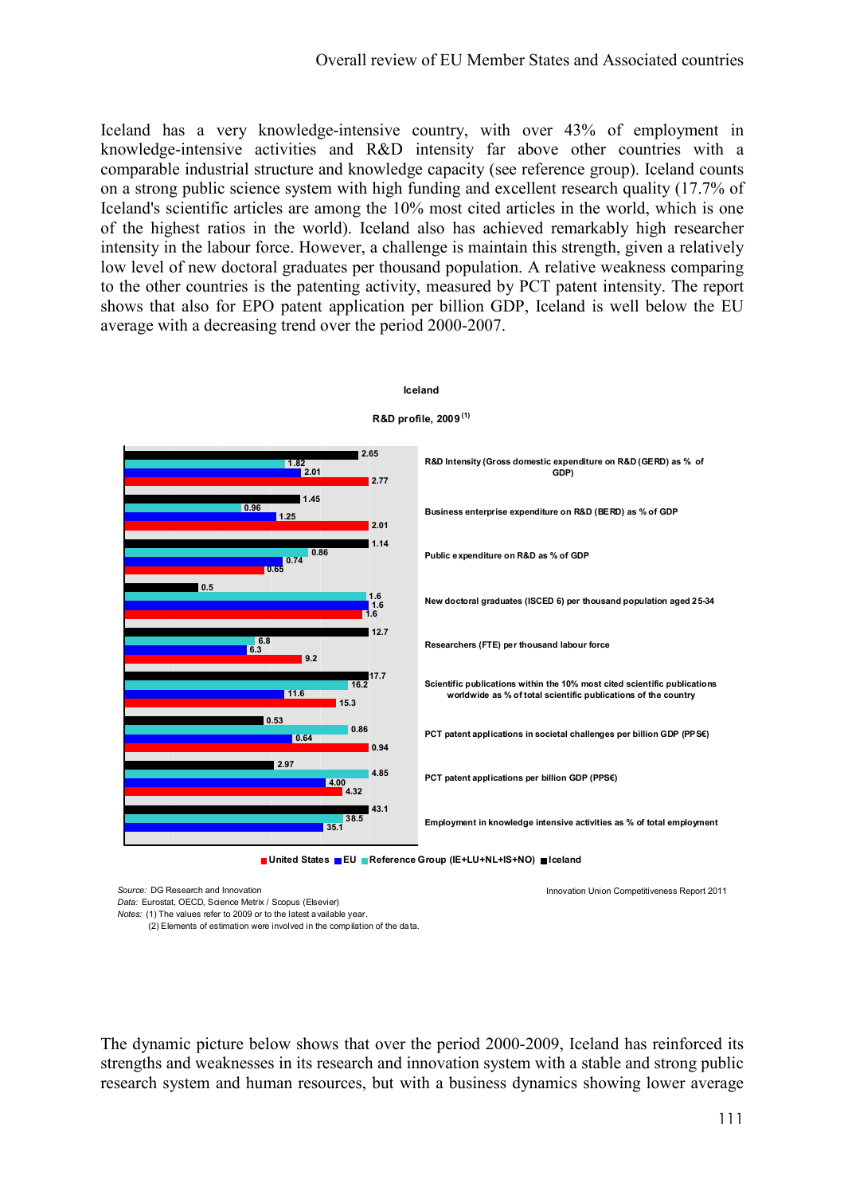Iceland has a very knowledge-intensive country, with over 43% of employment in knowledge-intensive activities and R&D intensity far above other countries with a comparable industrial structure and knowledge capacity (see reference group). Iceland counts on a strong public science system with high funding and excellent research quality (17.7% of Iceland's scientific articles are among the 10% most cited articles in the world, which is one of the highest ratios in the world). Iceland also has achieved remarkably high researcher intensity in the labour force. However, a challenge is maintain this strength, given a relatively low level of new doctoral graduates per thousand population. A relative weakness comparing to the other countries is the patenting activity, measured by PCT patent intensity. The report shows that also for EPO patent application per billion GDP, Iceland is well below the EU average with a decreasing trend over the period 2000-2007.

**Iceland**

**R&D profile, 2009** [(1)]

| Indicator | Iceland | Reference Group (IE+LU+NL+IS+NO) | EU | United States |
|---|---|---|---|---|
| R&D Intensity (Gross domestic expenditure on R&D (GERD) as % of GDP) | 2.65 | 1.82 | 2.01 | 2.77 |
| Business enterprise expenditure on R&D (BERD) as % of GDP | 1.45 | 0.96 | 1.25 | 2.01 |
| Public expenditure on R&D as % of GDP | 1.14 | 0.86 | 0.74 | 0.65 |
| New doctoral graduates (ISCED 6) per thousand population aged 25-34 | 0.5 | 1.6 | 1.6 | 1.6 |
| Researchers (FTE) per thousand labour force | 12.7 | 6.8 | 6.3 | 9.2 |
| Scientific publications within the 10% most cited scientific publications worldwide as % of total scientific publications of the country | 17.7 | 16.2 | 11.6 | 15.3 |
| PCT patent applications in societal challenges per billion GDP (PPS€) | 0.53 | 0.86 | 0.64 | 0.94 |
| PCT patent applications per billion GDP (PPS€) | 2.97 | 4.85 | 4.00 | 4.32 |
| Employment in knowledge intensive activities as % of total employment | 43.1 | 38.5 | 35.1 | |

*Source:* DG Research and Innovation
*Data:* Eurostat, OECD, Science Metrix / Scopus (Elsevier)
*Notes:* (1) The values refer to 2009 or to the latest available year.
(2) Elements of estimation were involved in the compilation of the data.

Innovation Union Competitiveness Report 2011

The dynamic picture below shows that over the period 2000-2009, Iceland has reinforced its strengths and weaknesses in its research and innovation system with a stable and strong public research system and human resources, but with a business dynamics showing lower average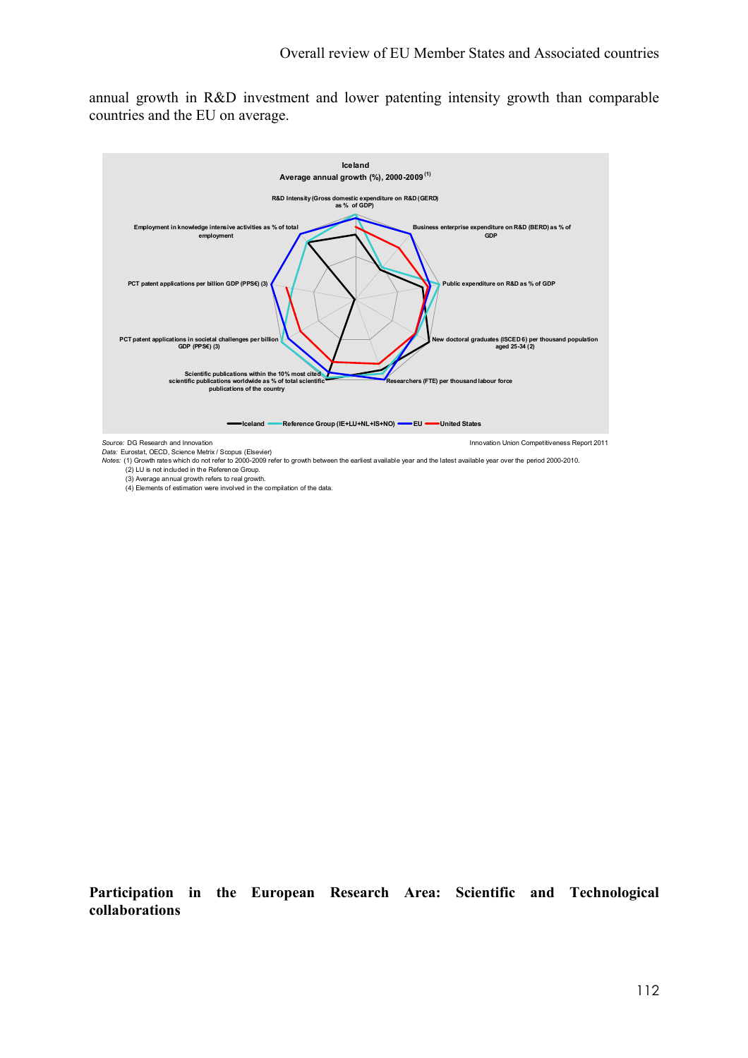annual growth in R&D investment and lower patenting intensity growth than comparable countries and the EU on average.

**Iceland**
**Average annual growth (%), 2000-2009 (1)**

R&D Intensity (Gross domestic expenditure on R&D (GERD) as % of GDP)

Business enterprise expenditure on R&D (BERD) as % of GDP

Public expenditure on R&D as % of GDP

New doctoral graduates (ISCED 6) per thousand population aged 25-34 (2)

Researchers (FTE) per thousand labour force

Scientific publications within the 10% most cited scientific publications worldwide as % of total scientific publications of the country

PCT patent applications in societal challenges per billion GDP (PPS€) (3)

PCT patent applications per billion GDP (PPS€) (3)

Employment in knowledge intensive activities as % of total employment

Iceland — Reference Group (IE+LU+NL+IS+NO) — EU — United States

*Source:* DG Research and Innovation — Innovation Union Competitiveness Report 2011
*Data:* Eurostat, OECD, Science Metrix / Scopus (Elsevier)
*Notes:* (1) Growth rates which do not refer to 2000-2009 refer to growth between the earliest available year and the latest available year over the period 2000-2010.
(2) LU is not included in the Reference Group.
(3) Average annual growth refers to real growth.
(4) Elements of estimation were involved in the compilation of the data.

## Participation in the European Research Area: Scientific and Technological collaborations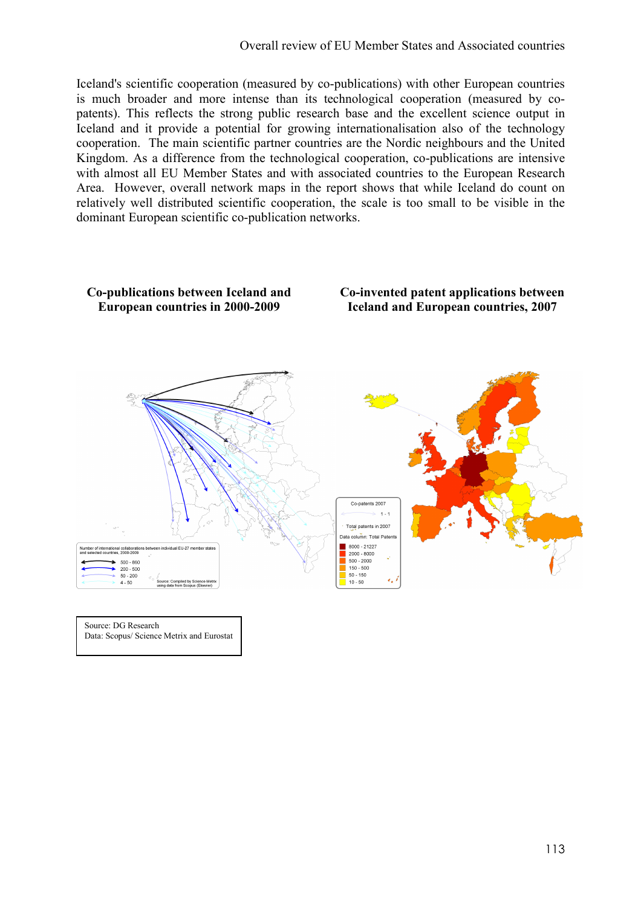Iceland's scientific cooperation (measured by co-publications) with other European countries is much broader and more intense than its technological cooperation (measured by co-patents). This reflects the strong public research base and the excellent science output in Iceland and it provide a potential for growing internationalisation also of the technology cooperation. The main scientific partner countries are the Nordic neighbours and the United Kingdom. As a difference from the technological cooperation, co-publications are intensive with almost all EU Member States and with associated countries to the European Research Area. However, overall network maps in the report shows that while Iceland do count on relatively well distributed scientific cooperation, the scale is too small to be visible in the dominant European scientific co-publication networks.

**Co-publications between Iceland and European countries in 2000-2009**

**Co-invented patent applications between Iceland and European countries, 2007**

Source: DG Research
Data: Scopus/ Science Metrix and Eurostat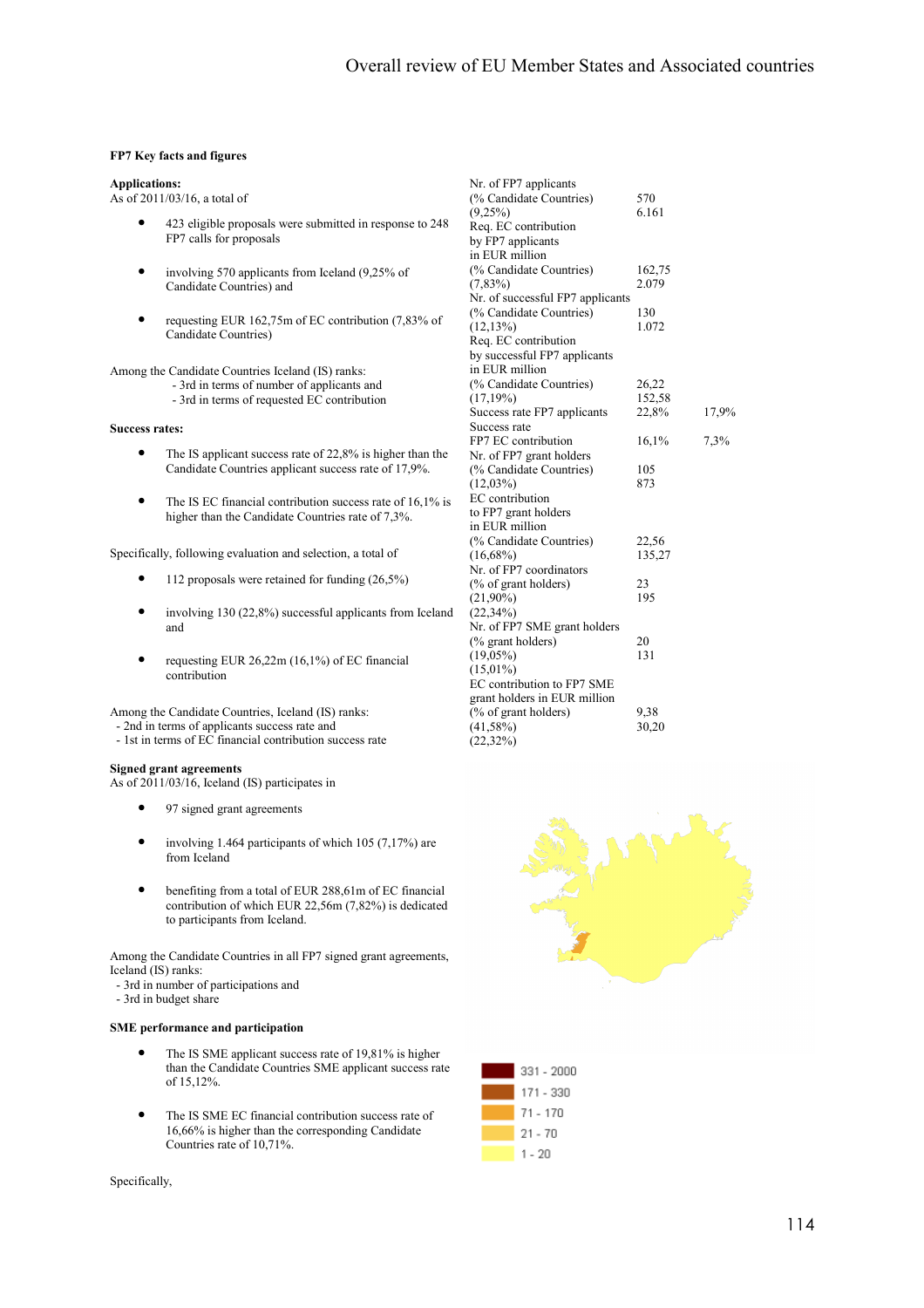## FP7 Key facts and figures

**Applications:**
As of 2011/03/16, a total of

- 423 eligible proposals were submitted in response to 248 FP7 calls for proposals
- involving 570 applicants from Iceland (9,25% of Candidate Countries) and
- requesting EUR 162,75m of EC contribution (7,83% of Candidate Countries)

Among the Candidate Countries Iceland (IS) ranks:
- 3rd in terms of number of applicants and
- 3rd in terms of requested EC contribution

**Success rates:**

- The IS applicant success rate of 22,8% is higher than the Candidate Countries applicant success rate of 17,9%.
- The IS EC financial contribution success rate of 16,1% is higher than the Candidate Countries rate of 7,3%.

Specifically, following evaluation and selection, a total of

- 112 proposals were retained for funding (26,5%)
- involving 130 (22,8%) successful applicants from Iceland and
- requesting EUR 26,22m (16,1%) of EC financial contribution

Among the Candidate Countries, Iceland (IS) ranks:
- 2nd in terms of applicants success rate and
- 1st in terms of EC financial contribution success rate

| | | |
|---|---|---|
| Nr. of FP7 applicants (% Candidate Countries) (9,25%) | 570<br>6.161 | |
| Req. EC contribution by FP7 applicants in EUR million (% Candidate Countries) (7,83%) | 162,75<br>2.079 | |
| Nr. of successful FP7 applicants (% Candidate Countries) (12,13%) | 130<br>1.072 | |
| Req. EC contribution by successful FP7 applicants in EUR million (% Candidate Countries) (17,19%) | 26,22<br>152,58 | |
| Success rate FP7 applicants | 22,8% | 17,9% |
| Success rate FP7 EC contribution | 16,1% | 7,3% |
| Nr. of FP7 grant holders (% Candidate Countries) (12,03%) | 105<br>873 | |
| EC contribution to FP7 grant holders in EUR million (% Candidate Countries) (16,68%) | 22,56<br>135,27 | |
| Nr. of FP7 coordinators (% of grant holders) (21,90%) (22,34%) | 23<br>195 | |
| Nr. of FP7 SME grant holders (% grant holders) (19,05%) (15,01%) | 20<br>131 | |
| EC contribution to FP7 SME grant holders in EUR million (% of grant holders) (41,58%) (22,32%) | 9,38<br>30,20 | |

**Signed grant agreements**
As of 2011/03/16, Iceland (IS) participates in

- 97 signed grant agreements
- involving 1.464 participants of which 105 (7,17%) are from Iceland
- benefiting from a total of EUR 288,61m of EC financial contribution of which EUR 22,56m (7,82%) is dedicated to participants from Iceland.

Among the Candidate Countries in all FP7 signed grant agreements, Iceland (IS) ranks:
- 3rd in number of participations and
- 3rd in budget share

331 - 2000
171 - 330
71 - 170
21 - 70
1 - 20

**SME performance and participation**

- The IS SME applicant success rate of 19,81% is higher than the Candidate Countries SME applicant success rate of 15,12%.
- The IS SME EC financial contribution success rate of 16,66% is higher than the corresponding Candidate Countries rate of 10,71%.

Specifically,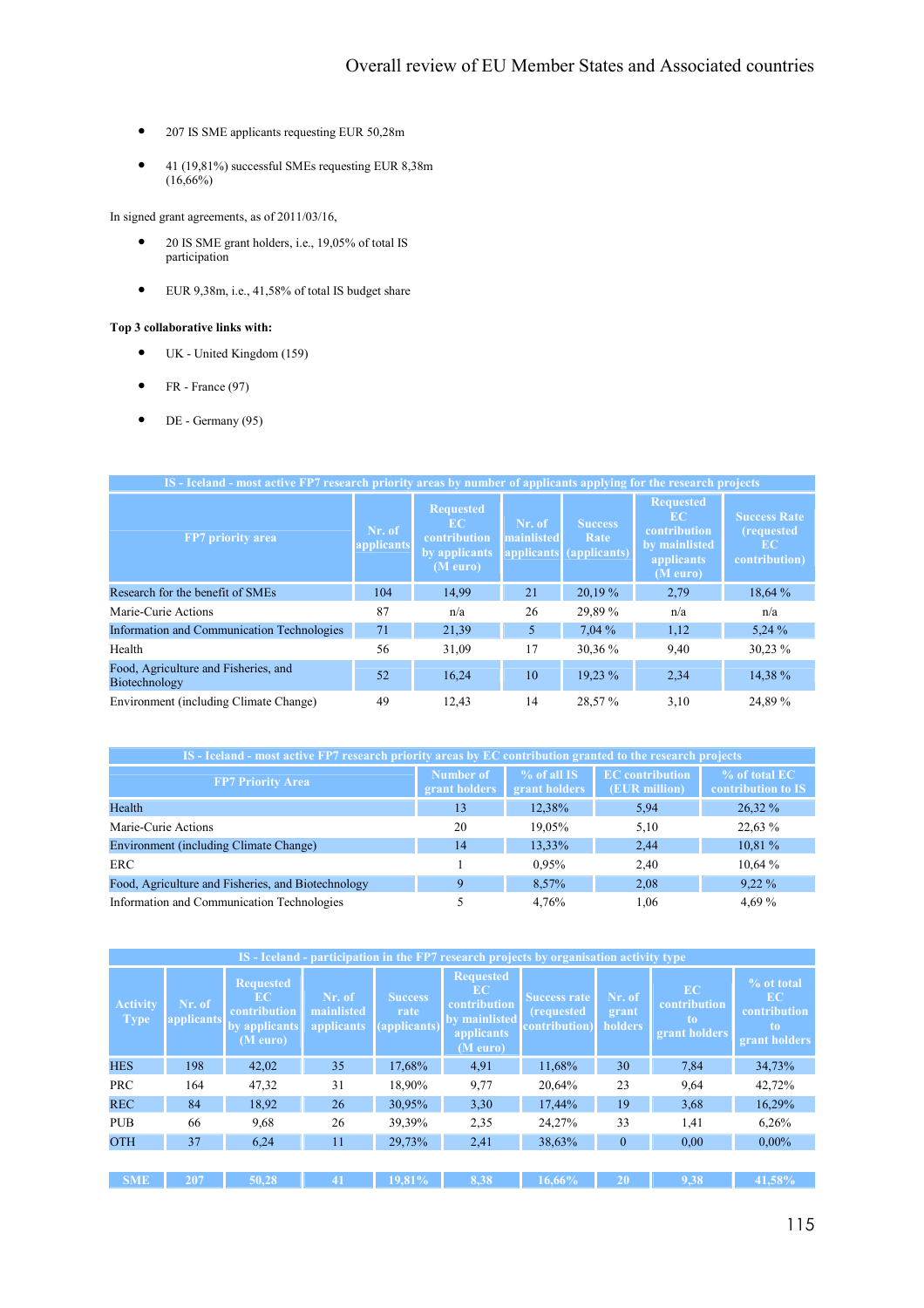- 207 IS SME applicants requesting EUR 50,28m
- 41 (19,81%) successful SMEs requesting EUR 8,38m (16,66%)

In signed grant agreements, as of 2011/03/16,

- 20 IS SME grant holders, i.e., 19,05% of total IS participation
- EUR 9,38m, i.e., 41,58% of total IS budget share

**Top 3 collaborative links with:**

- UK - United Kingdom (159)
- FR - France (97)
- DE - Germany (95)

| IS - Iceland - most active FP7 research priority areas by number of applicants applying for the research projects | | | | | | |
|---|---|---|---|---|---|---|
| FP7 priority area | Nr. of applicants | Requested EC contribution by applicants (M euro) | Nr. of mainlisted applicants | Success Rate (applicants) | Requested EC contribution by mainlisted applicants (M euro) | Success Rate (requested EC contribution) |
| Research for the benefit of SMEs | 104 | 14,99 | 21 | 20,19 % | 2,79 | 18,64 % |
| Marie-Curie Actions | 87 | n/a | 26 | 29,89 % | n/a | n/a |
| Information and Communication Technologies | 71 | 21,39 | 5 | 7,04 % | 1,12 | 5,24 % |
| Health | 56 | 31,09 | 17 | 30,36 % | 9,40 | 30,23 % |
| Food, Agriculture and Fisheries, and Biotechnology | 52 | 16,24 | 10 | 19,23 % | 2,34 | 14,38 % |
| Environment (including Climate Change) | 49 | 12,43 | 14 | 28,57 % | 3,10 | 24,89 % |

| IS - Iceland - most active FP7 research priority areas by EC contribution granted to the research projects | | | | |
|---|---|---|---|---|
| FP7 Priority Area | Number of grant holders | % of all IS grant holders | EC contribution (EUR million) | % of total EC contribution to IS |
| Health | 13 | 12,38% | 5,94 | 26,32 % |
| Marie-Curie Actions | 20 | 19,05% | 5,10 | 22,63 % |
| Environment (including Climate Change) | 14 | 13,33% | 2,44 | 10,81 % |
| ERC | 1 | 0,95% | 2,40 | 10,64 % |
| Food, Agriculture and Fisheries, and Biotechnology | 9 | 8,57% | 2,08 | 9,22 % |
| Information and Communication Technologies | 5 | 4,76% | 1,06 | 4,69 % |

| IS - Iceland - participation in the FP7 research projects by organisation activity type | | | | | | | | | |
|---|---|---|---|---|---|---|---|---|---|
| Activity Type | Nr. of applicants | Requested EC contribution by applicants (M euro) | Nr. of mainlisted applicants | Success rate (applicants) | Requested EC contribution by mainlisted applicants (M euro) | Success rate (requested contribution) | Nr. of grant holders | EC contribution to grant holders | % ot total EC contribution to grant holders |
| HES | 198 | 42,02 | 35 | 17,68% | 4,91 | 11,68% | 30 | 7,84 | 34,73% |
| PRC | 164 | 47,32 | 31 | 18,90% | 9,77 | 20,64% | 23 | 9,64 | 42,72% |
| REC | 84 | 18,92 | 26 | 30,95% | 3,30 | 17,44% | 19 | 3,68 | 16,29% |
| PUB | 66 | 9,68 | 26 | 39,39% | 2,35 | 24,27% | 33 | 1,41 | 6,26% |
| OTH | 37 | 6,24 | 11 | 29,73% | 2,41 | 38,63% | 0 | 0,00 | 0,00% |
| SME | 207 | 50,28 | 41 | 19,81% | 8,38 | 16,66% | 20 | 9,38 | 41,58% |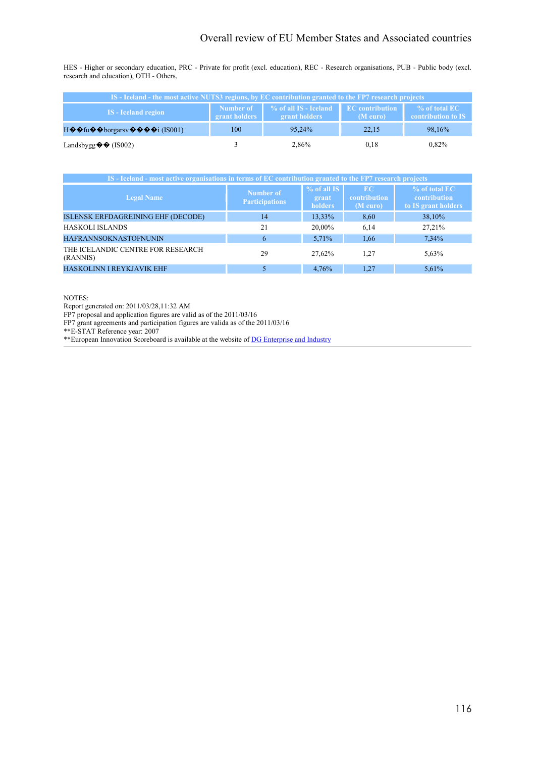HES - Higher or secondary education, PRC - Private for profit (excl. education), REC - Research organisations, PUB - Public body (excl. research and education), OTH - Others,

| IS - Iceland - the most active NUTS3 regions, by EC contribution granted to the FP7 research projects | | | | |
|---|---|---|---|---|
| IS - Iceland region | Number of grant holders | % of all IS - Iceland grant holders | EC contribution (M euro) | % of total EC contribution to IS |
| H��fu��borgarsv����i (IS001) | 100 | 95,24% | 22,15 | 98,16% |
| Landsbygg�� (IS002) | 3 | 2,86% | 0,18 | 0,82% |

| IS - Iceland - most active organisations in terms of EC contribution granted to the FP7 research projects | | | | |
|---|---|---|---|---|
| Legal Name | Number of Participations | % of all IS grant holders | EC contribution (M euro) | % of total EC contribution to IS grant holders |
| ISLENSK ERFDAGREINING EHF (DECODE) | 14 | 13,33% | 8,60 | 38,10% |
| HASKOLI ISLANDS | 21 | 20,00% | 6,14 | 27,21% |
| HAFRANNSOKNASTOFNUNIN | 6 | 5,71% | 1,66 | 7,34% |
| THE ICELANDIC CENTRE FOR RESEARCH (RANNIS) | 29 | 27,62% | 1,27 | 5,63% |
| HASKOLINN I REYKJAVIK EHF | 5 | 4,76% | 1,27 | 5,61% |

NOTES:
Report generated on: 2011/03/28,11:32 AM
FP7 proposal and application figures are valid as of the 2011/03/16
FP7 grant agreements and participation figures are valida as of the 2011/03/16
**E-STAT Reference year: 2007
**European Innovation Scoreboard is available at the website of DG Enterprise and Industry